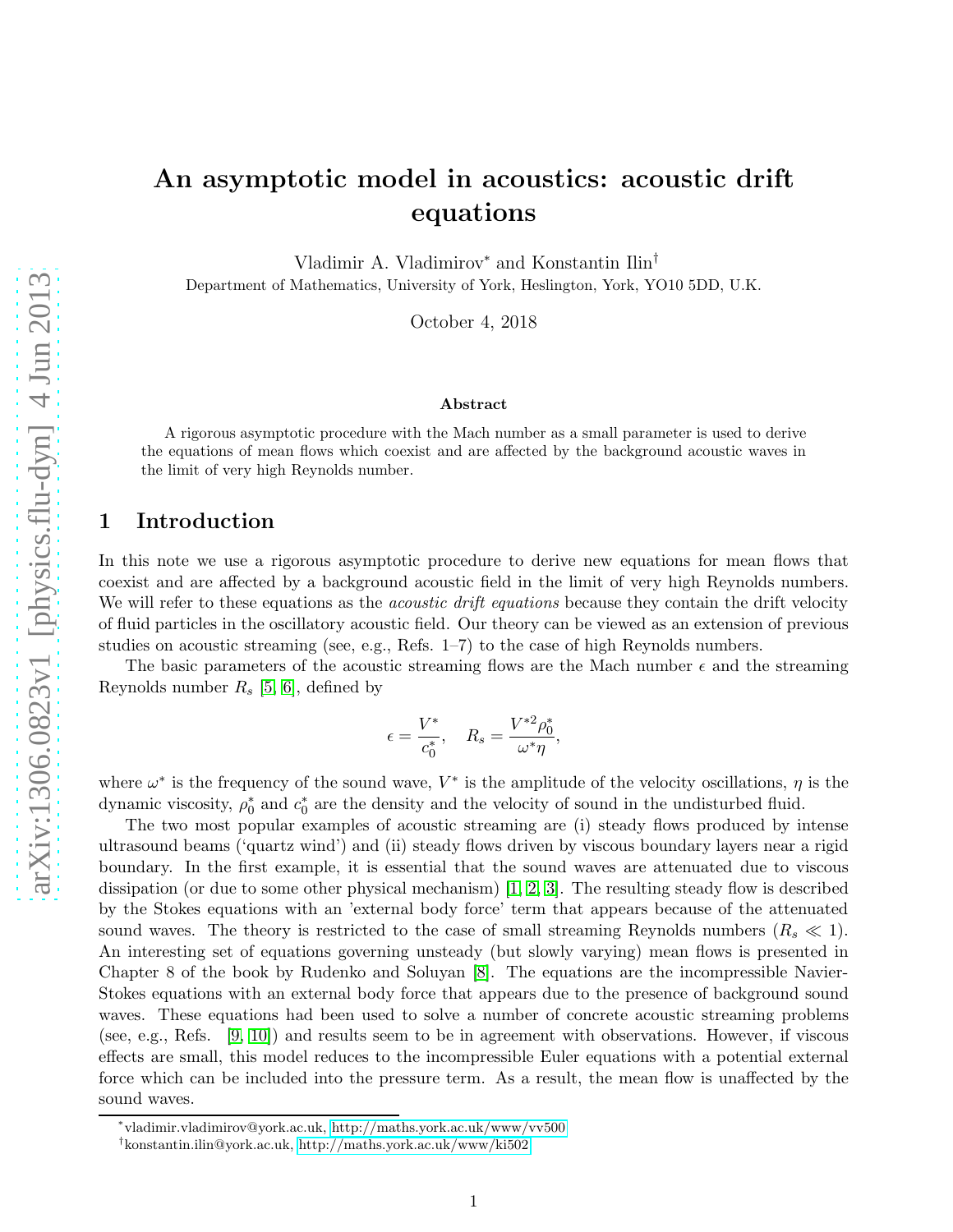# An asymptotic model in acoustics: acoustic drift equations

Vladimir A. Vladimirov* and Konstantin Ilin†

Department of Mathematics, University of York, Heslington, York, YO10 5DD, U.K.

October 4, 2018

### Abstract

A rigorous asymptotic procedure with the Mach number as a small parameter is used to derive the equations of mean flows which coexist and are affected by the background acoustic waves in the limit of very high Reynolds number.

## 1 Introduction

In this note we use a rigorous asymptotic procedure to derive new equations for mean flows that coexist and are affected by a background acoustic field in the limit of very high Reynolds numbers. We will refer to these equations as the *acoustic drift equations* because they contain the drift velocity of fluid particles in the oscillatory acoustic field. Our theory can be viewed as an extension of previous studies on acoustic streaming (see, e.g., Refs. 1–7) to the case of high Reynolds numbers.

The basic parameters of the acoustic streaming flows are the Mach number $\epsilon$ and the streaming Reynolds number $R_s$ [5, 6], defined by

$$\epsilon = \frac{V^*}{c_0^*}, \quad R_s = \frac{V^{*2}\rho_0^*}{\omega^*\eta},$$

where $\omega^*$ is the frequency of the sound wave, $V^*$ is the amplitude of the velocity oscillations, $\eta$ is the dynamic viscosity, $\rho_0^*$ and $c_0^*$ are the density and the velocity of sound in the undisturbed fluid.

The two most popular examples of acoustic streaming are (i) steady flows produced by intense ultrasound beams ('quartz wind') and (ii) steady flows driven by viscous boundary layers near a rigid boundary. In the first example, it is essential that the sound waves are attenuated due to viscous dissipation (or due to some other physical mechanism) [1, 2, 3]. The resulting steady flow is described by the Stokes equations with an 'external body force' term that appears because of the attenuated sound waves. The theory is restricted to the case of small streaming Reynolds numbers ($R_s \ll 1$). An interesting set of equations governing unsteady (but slowly varying) mean flows is presented in Chapter 8 of the book by Rudenko and Soluyan [8]. The equations are the incompressible Navier-Stokes equations with an external body force that appears due to the presence of background sound waves. These equations had been used to solve a number of concrete acoustic streaming problems (see, e.g., Refs. [9, 10]) and results seem to be in agreement with observations. However, if viscous effects are small, this model reduces to the incompressible Euler equations with a potential external force which can be included into the pressure term. As a result, the mean flow is unaffected by the sound waves.

---

*vladimir.vladimirov@york.ac.uk, http://maths.york.ac.uk/www/vv500

†konstantin.ilin@york.ac.uk, http://maths.york.ac.uk/www/ki502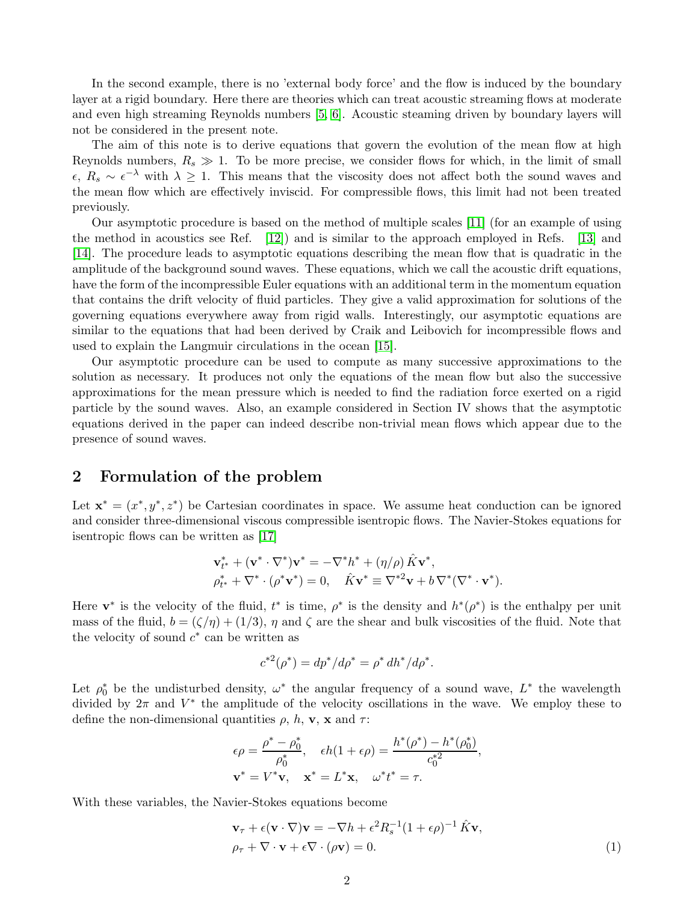In the second example, there is no 'external body force' and the flow is induced by the boundary layer at a rigid boundary. Here there are theories which can treat acoustic streaming flows at moderate and even high streaming Reynolds numbers [5, 6]. Acoustic steaming driven by boundary layers will not be considered in the present note.

The aim of this note is to derive equations that govern the evolution of the mean flow at high Reynolds numbers, $R_s \gg 1$. To be more precise, we consider flows for which, in the limit of small $\epsilon$, $R_s \sim \epsilon^{-\lambda}$ with $\lambda \geq 1$. This means that the viscosity does not affect both the sound waves and the mean flow which are effectively inviscid. For compressible flows, this limit had not been treated previously.

Our asymptotic procedure is based on the method of multiple scales [11] (for an example of using the method in acoustics see Ref. [12]) and is similar to the approach employed in Refs. [13] and [14]. The procedure leads to asymptotic equations describing the mean flow that is quadratic in the amplitude of the background sound waves. These equations, which we call the acoustic drift equations, have the form of the incompressible Euler equations with an additional term in the momentum equation that contains the drift velocity of fluid particles. They give a valid approximation for solutions of the governing equations everywhere away from rigid walls. Interestingly, our asymptotic equations are similar to the equations that had been derived by Craik and Leibovich for incompressible flows and used to explain the Langmuir circulations in the ocean [15].

Our asymptotic procedure can be used to compute as many successive approximations to the solution as necessary. It produces not only the equations of the mean flow but also the successive approximations for the mean pressure which is needed to find the radiation force exerted on a rigid particle by the sound waves. Also, an example considered in Section IV shows that the asymptotic equations derived in the paper can indeed describe non-trivial mean flows which appear due to the presence of sound waves.

## 2 Formulation of the problem

Let $\mathbf{x}^* = (x^*, y^*, z^*)$ be Cartesian coordinates in space. We assume heat conduction can be ignored and consider three-dimensional viscous compressible isentropic flows. The Navier-Stokes equations for isentropic flows can be written as [17]

$$
\begin{aligned}
&\mathbf{v}^*_{t^*} + (\mathbf{v}^* \cdot \nabla^*)\mathbf{v}^* = -\nabla^* h^* + (\eta/\rho)\,\hat{K}\mathbf{v}^*, \\
&\rho^*_{t^*} + \nabla^* \cdot (\rho^* \mathbf{v}^*) = 0, \quad \hat{K}\mathbf{v}^* \equiv \nabla^{*2}\mathbf{v} + b\,\nabla^*(\nabla^* \cdot \mathbf{v}^*).
\end{aligned}
$$

Here $\mathbf{v}^*$ is the velocity of the fluid, $t^*$ is time, $\rho^*$ is the density and $h^*(\rho^*)$ is the enthalpy per unit mass of the fluid, $b = (\zeta/\eta) + (1/3)$, $\eta$ and $\zeta$ are the shear and bulk viscosities of the fluid. Note that the velocity of sound $c^*$ can be written as

$$
c^{*2}(\rho^*) = dp^*/d\rho^* = \rho^*\,dh^*/d\rho^*.
$$

Let $\rho^*_0$ be the undisturbed density, $\omega^*$ the angular frequency of a sound wave, $L^*$ the wavelength divided by $2\pi$ and $V^*$ the amplitude of the velocity oscillations in the wave. We employ these to define the non-dimensional quantities $\rho$, $h$, $\mathbf{v}$, $\mathbf{x}$ and $\tau$:

$$
\begin{aligned}
&\epsilon\rho = \frac{\rho^* - \rho^*_0}{\rho^*_0}, \quad \epsilon h(1+\epsilon\rho) = \frac{h^*(\rho^*) - h^*(\rho^*_0)}{c_0^{*2}}, \\
&\mathbf{v}^* = V^*\mathbf{v}, \quad \mathbf{x}^* = L^*\mathbf{x}, \quad \omega^* t^* = \tau.
\end{aligned}
$$

With these variables, the Navier-Stokes equations become

$$
\begin{aligned}
&\mathbf{v}_\tau + \epsilon(\mathbf{v} \cdot \nabla)\mathbf{v} = -\nabla h + \epsilon^2 R_s^{-1}(1+\epsilon\rho)^{-1}\,\hat{K}\mathbf{v}, \\
&\rho_\tau + \nabla \cdot \mathbf{v} + \epsilon\nabla \cdot (\rho\mathbf{v}) = 0.
\end{aligned}
\tag{1}
$$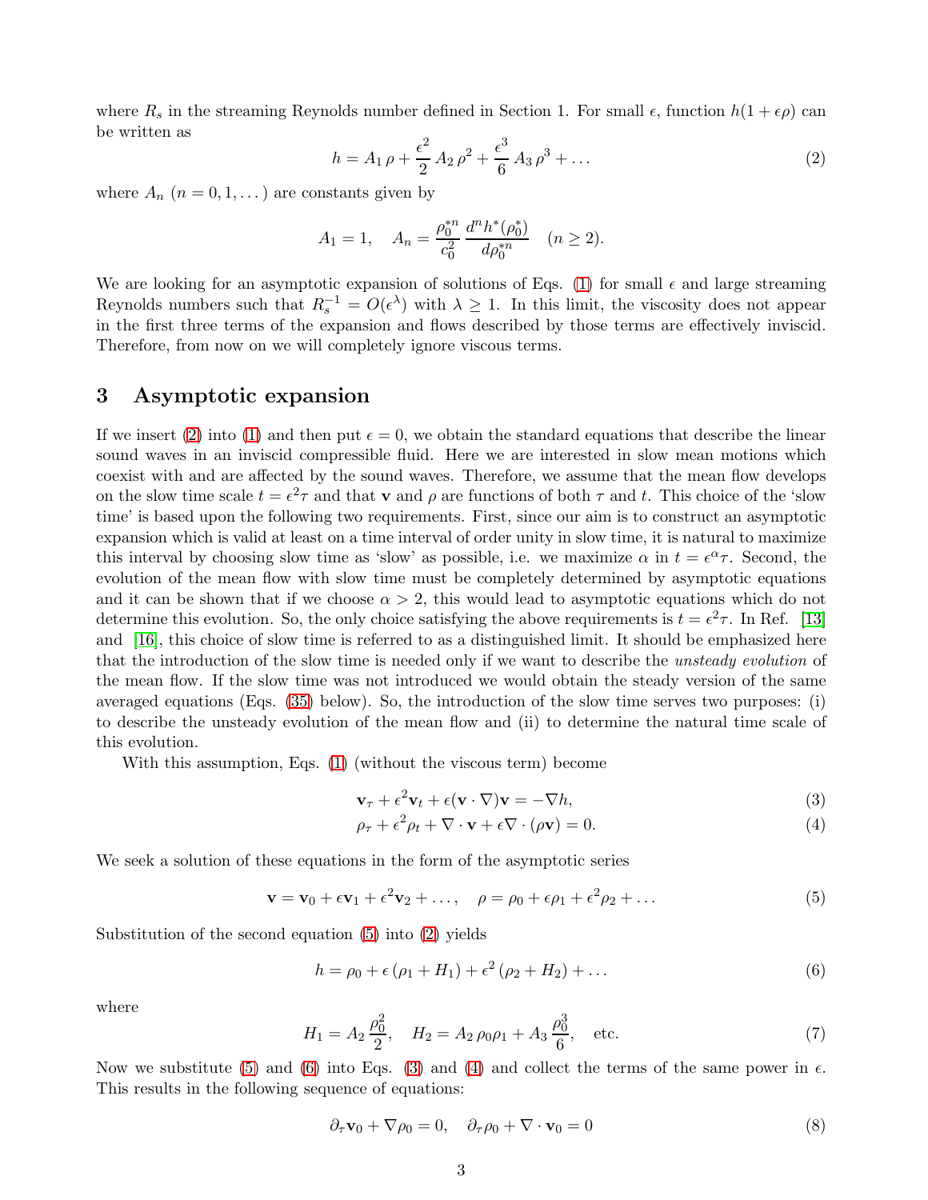where $R_s$ in the streaming Reynolds number defined in Section 1. For small $\epsilon$, function $h(1+\epsilon\rho)$ can be written as

$$h = A_1\,\rho + \frac{\epsilon^2}{2}\,A_2\,\rho^2 + \frac{\epsilon^3}{6}\,A_3\,\rho^3 + \dots \tag{2}$$

where $A_n$ $(n = 0, 1, \dots)$ are constants given by

$$A_1 = 1, \quad A_n = \frac{\rho_0^{*n}}{c_0^2}\,\frac{d^n h^*(\rho_0^*)}{d\rho_0^{*n}} \quad (n \geq 2).$$

We are looking for an asymptotic expansion of solutions of Eqs. (1) for small $\epsilon$ and large streaming Reynolds numbers such that $R_s^{-1} = O(\epsilon^\lambda)$ with $\lambda \geq 1$. In this limit, the viscosity does not appear in the first three terms of the expansion and flows described by those terms are effectively inviscid. Therefore, from now on we will completely ignore viscous terms.

## 3 Asymptotic expansion

If we insert (2) into (1) and then put $\epsilon = 0$, we obtain the standard equations that describe the linear sound waves in an inviscid compressible fluid. Here we are interested in slow mean motions which coexist with and are affected by the sound waves. Therefore, we assume that the mean flow develops on the slow time scale $t = \epsilon^2\tau$ and that $\mathbf{v}$ and $\rho$ are functions of both $\tau$ and $t$. This choice of the 'slow time' is based upon the following two requirements. First, since our aim is to construct an asymptotic expansion which is valid at least on a time interval of order unity in slow time, it is natural to maximize this interval by choosing slow time as 'slow' as possible, i.e. we maximize $\alpha$ in $t = \epsilon^\alpha\tau$. Second, the evolution of the mean flow with slow time must be completely determined by asymptotic equations and it can be shown that if we choose $\alpha > 2$, this would lead to asymptotic equations which do not determine this evolution. So, the only choice satisfying the above requirements is $t = \epsilon^2\tau$. In Ref. [13] and [16], this choice of slow time is referred to as a distinguished limit. It should be emphasized here that the introduction of the slow time is needed only if we want to describe the *unsteady evolution* of the mean flow. If the slow time was not introduced we would obtain the steady version of the same averaged equations (Eqs. (35) below). So, the introduction of the slow time serves two purposes: (i) to describe the unsteady evolution of the mean flow and (ii) to determine the natural time scale of this evolution.

With this assumption, Eqs. (1) (without the viscous term) become

$$\mathbf{v}_\tau + \epsilon^2\mathbf{v}_t + \epsilon(\mathbf{v}\cdot\nabla)\mathbf{v} = -\nabla h, \tag{3}$$

$$\rho_\tau + \epsilon^2\rho_t + \nabla\cdot\mathbf{v} + \epsilon\nabla\cdot(\rho\mathbf{v}) = 0. \tag{4}$$

We seek a solution of these equations in the form of the asymptotic series

$$\mathbf{v} = \mathbf{v}_0 + \epsilon\mathbf{v}_1 + \epsilon^2\mathbf{v}_2 + \dots, \quad \rho = \rho_0 + \epsilon\rho_1 + \epsilon^2\rho_2 + \dots \tag{5}$$

Substitution of the second equation (5) into (2) yields

$$h = \rho_0 + \epsilon\,(\rho_1 + H_1) + \epsilon^2\,(\rho_2 + H_2) + \dots \tag{6}$$

where

$$H_1 = A_2\,\frac{\rho_0^2}{2}, \quad H_2 = A_2\,\rho_0\rho_1 + A_3\,\frac{\rho_0^3}{6}, \quad \text{etc.} \tag{7}$$

Now we substitute (5) and (6) into Eqs. (3) and (4) and collect the terms of the same power in $\epsilon$. This results in the following sequence of equations:

$$\partial_\tau\mathbf{v}_0 + \nabla\rho_0 = 0, \quad \partial_\tau\rho_0 + \nabla\cdot\mathbf{v}_0 = 0 \tag{8}$$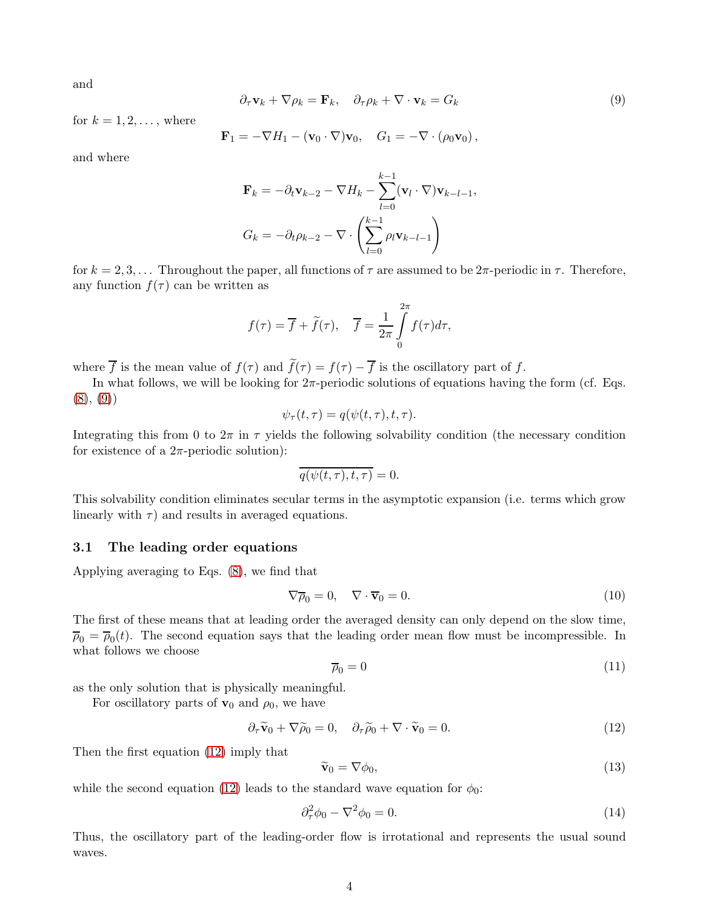and

$$\partial_\tau \mathbf{v}_k + \nabla \rho_k = \mathbf{F}_k, \quad \partial_\tau \rho_k + \nabla \cdot \mathbf{v}_k = G_k \tag{9}$$

for $k = 1, 2, \dots$, where

$$\mathbf{F}_1 = -\nabla H_1 - (\mathbf{v}_0 \cdot \nabla)\mathbf{v}_0, \quad G_1 = -\nabla \cdot (\rho_0 \mathbf{v}_0),$$

and where

$$\mathbf{F}_k = -\partial_t \mathbf{v}_{k-2} - \nabla H_k - \sum_{l=0}^{k-1} (\mathbf{v}_l \cdot \nabla)\mathbf{v}_{k-l-1},$$

$$G_k = -\partial_t \rho_{k-2} - \nabla \cdot \left( \sum_{l=0}^{k-1} \rho_l \mathbf{v}_{k-l-1} \right)$$

for $k = 2, 3, \dots$ Throughout the paper, all functions of $\tau$ are assumed to be $2\pi$-periodic in $\tau$. Therefore, any function $f(\tau)$ can be written as

$$f(\tau) = \overline{f} + \widetilde{f}(\tau), \quad \overline{f} = \frac{1}{2\pi} \int_0^{2\pi} f(\tau) d\tau,$$

where $\overline{f}$ is the mean value of $f(\tau)$ and $\widetilde{f}(\tau) = f(\tau) - \overline{f}$ is the oscillatory part of $f$.

In what follows, we will be looking for $2\pi$-periodic solutions of equations having the form (cf. Eqs. (8), (9))

$$\psi_\tau(t, \tau) = q(\psi(t, \tau), t, \tau).$$

Integrating this from 0 to $2\pi$ in $\tau$ yields the following solvability condition (the necessary condition for existence of a $2\pi$-periodic solution):

$$\overline{q(\psi(t, \tau), t, \tau)} = 0.$$

This solvability condition eliminates secular terms in the asymptotic expansion (i.e. terms which grow linearly with $\tau$) and results in averaged equations.

### 3.1 The leading order equations

Applying averaging to Eqs. (8), we find that

$$\nabla \overline{\rho}_0 = 0, \quad \nabla \cdot \overline{\mathbf{v}}_0 = 0. \tag{10}$$

The first of these means that at leading order the averaged density can only depend on the slow time, $\overline{\rho}_0 = \overline{\rho}_0(t)$. The second equation says that the leading order mean flow must be incompressible. In what follows we choose

$$\overline{\rho}_0 = 0 \tag{11}$$

as the only solution that is physically meaningful.

For oscillatory parts of $\mathbf{v}_0$ and $\rho_0$, we have

$$\partial_\tau \widetilde{\mathbf{v}}_0 + \nabla \widetilde{\rho}_0 = 0, \quad \partial_\tau \widetilde{\rho}_0 + \nabla \cdot \widetilde{\mathbf{v}}_0 = 0. \tag{12}$$

Then the first equation (12) imply that

$$\widetilde{\mathbf{v}}_0 = \nabla \phi_0, \tag{13}$$

while the second equation (12) leads to the standard wave equation for $\phi_0$:

$$\partial_\tau^2 \phi_0 - \nabla^2 \phi_0 = 0. \tag{14}$$

Thus, the oscillatory part of the leading-order flow is irrotational and represents the usual sound waves.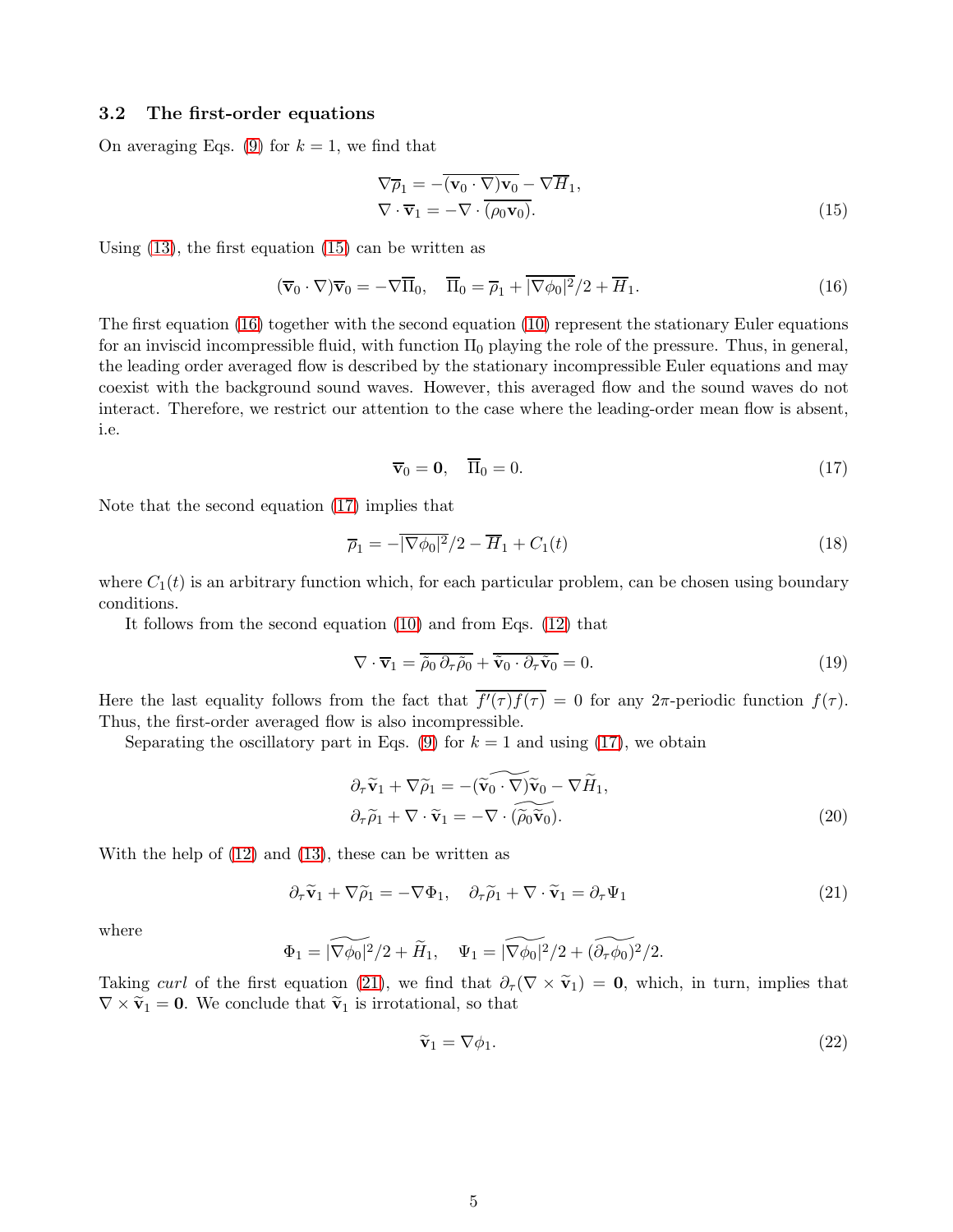### 3.2 The first-order equations

On averaging Eqs. (9) for $k = 1$, we find that

$$
\begin{aligned}
\nabla \overline{\rho}_1 &= -\overline{(\mathbf{v}_0 \cdot \nabla)\mathbf{v}_0} - \nabla \overline{H}_1, \\
\nabla \cdot \overline{\mathbf{v}}_1 &= -\nabla \cdot \overline{(\rho_0 \mathbf{v}_0)}.
\end{aligned}
\tag{15}
$$

Using (13), the first equation (15) can be written as

$$
(\overline{\mathbf{v}}_0 \cdot \nabla)\overline{\mathbf{v}}_0 = -\nabla \overline{\Pi}_0, \quad \overline{\Pi}_0 = \overline{\rho}_1 + \overline{|\nabla \phi_0|^2}/2 + \overline{H}_1. \tag{16}
$$

The first equation (16) together with the second equation (10) represent the stationary Euler equations for an inviscid incompressible fluid, with function $\Pi_0$ playing the role of the pressure. Thus, in general, the leading order averaged flow is described by the stationary incompressible Euler equations and may coexist with the background sound waves. However, this averaged flow and the sound waves do not interact. Therefore, we restrict our attention to the case where the leading-order mean flow is absent, i.e.

$$
\overline{\mathbf{v}}_0 = \mathbf{0}, \quad \overline{\Pi}_0 = 0. \tag{17}
$$

Note that the second equation (17) implies that

$$
\overline{\rho}_1 = -\overline{|\nabla \phi_0|^2}/2 - \overline{H}_1 + C_1(t) \tag{18}
$$

where $C_1(t)$ is an arbitrary function which, for each particular problem, can be chosen using boundary conditions.

It follows from the second equation (10) and from Eqs. (12) that

$$
\nabla \cdot \overline{\mathbf{v}}_1 = \overline{\widetilde{\rho}_0 \, \partial_\tau \widetilde{\rho}_0} + \overline{\widetilde{\mathbf{v}}_0 \cdot \partial_\tau \widetilde{\mathbf{v}}_0} = 0. \tag{19}
$$

Here the last equality follows from the fact that $\overline{f'(\tau) f(\tau)} = 0$ for any $2\pi$-periodic function $f(\tau)$. Thus, the first-order averaged flow is also incompressible.

Separating the oscillatory part in Eqs. (9) for $k = 1$ and using (17), we obtain

$$
\begin{aligned}
\partial_\tau \widetilde{\mathbf{v}}_1 + \nabla \widetilde{\rho}_1 &= -(\widetilde{\widetilde{\mathbf{v}}_0 \cdot \nabla)\widetilde{\mathbf{v}}_0} - \nabla \widetilde{H}_1, \\
\partial_\tau \widetilde{\rho}_1 + \nabla \cdot \widetilde{\mathbf{v}}_1 &= -\nabla \cdot \widetilde{(\widetilde{\rho}_0 \widetilde{\mathbf{v}}_0)}.
\end{aligned}
\tag{20}
$$

With the help of (12) and (13), these can be written as

$$
\partial_\tau \widetilde{\mathbf{v}}_1 + \nabla \widetilde{\rho}_1 = -\nabla \Phi_1, \quad \partial_\tau \widetilde{\rho}_1 + \nabla \cdot \widetilde{\mathbf{v}}_1 = \partial_\tau \Psi_1 \tag{21}
$$

where

$$
\Phi_1 = \widetilde{|\nabla \phi_0|^2}/2 + \widetilde{H}_1, \quad \Psi_1 = \widetilde{|\nabla \phi_0|^2}/2 + \widetilde{(\partial_\tau \phi_0)^2}/2.
$$

Taking *curl* of the first equation (21), we find that $\partial_\tau (\nabla \times \widetilde{\mathbf{v}}_1) = \mathbf{0}$, which, in turn, implies that $\nabla \times \widetilde{\mathbf{v}}_1 = \mathbf{0}$. We conclude that $\widetilde{\mathbf{v}}_1$ is irrotational, so that

$$
\widetilde{\mathbf{v}}_1 = \nabla \phi_1. \tag{22}
$$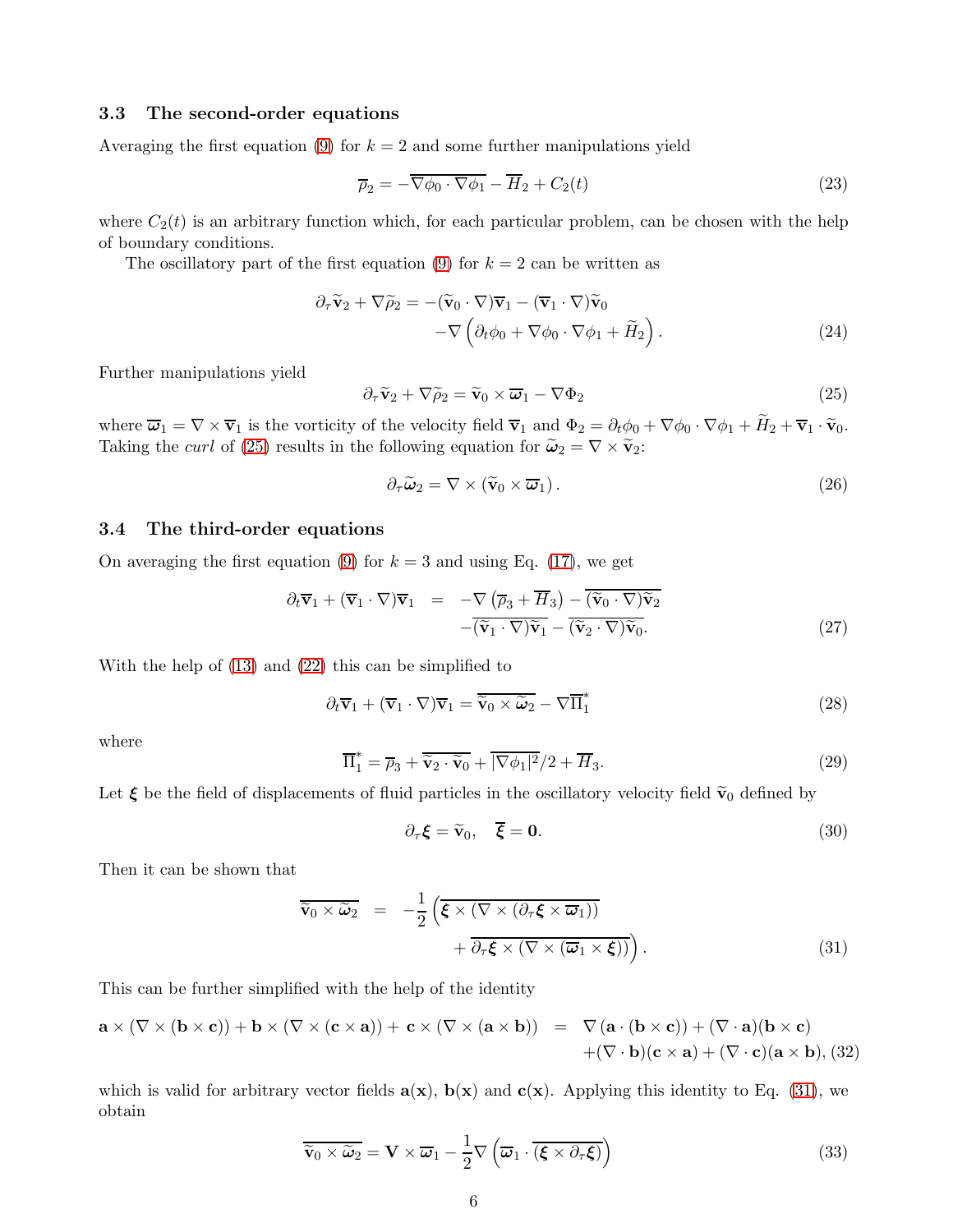### 3.3 The second-order equations

Averaging the first equation (9) for $k = 2$ and some further manipulations yield

$$\overline{\rho}_2 = -\overline{\nabla\phi_0 \cdot \nabla\phi_1} - \overline{H}_2 + C_2(t) \tag{23}$$

where $C_2(t)$ is an arbitrary function which, for each particular problem, can be chosen with the help of boundary conditions.

The oscillatory part of the first equation (9) for $k = 2$ can be written as

$$\begin{aligned}\partial_\tau \widetilde{\mathbf{v}}_2 + \nabla\widetilde{\rho}_2 = &-(\widetilde{\mathbf{v}}_0 \cdot \nabla)\overline{\mathbf{v}}_1 - (\overline{\mathbf{v}}_1 \cdot \nabla)\widetilde{\mathbf{v}}_0 \\ &-\nabla\left(\partial_t\phi_0 + \nabla\phi_0 \cdot \nabla\phi_1 + \widetilde{H}_2\right).\end{aligned} \tag{24}$$

Further manipulations yield

$$\partial_\tau \widetilde{\mathbf{v}}_2 + \nabla\widetilde{\rho}_2 = \widetilde{\mathbf{v}}_0 \times \overline{\boldsymbol{\omega}}_1 - \nabla\Phi_2 \tag{25}$$

where $\overline{\boldsymbol{\omega}}_1 = \nabla \times \overline{\mathbf{v}}_1$ is the vorticity of the velocity field $\overline{\mathbf{v}}_1$ and $\Phi_2 = \partial_t\phi_0 + \nabla\phi_0 \cdot \nabla\phi_1 + \widetilde{H}_2 + \overline{\mathbf{v}}_1 \cdot \widetilde{\mathbf{v}}_0$. Taking the *curl* of (25) results in the following equation for $\widetilde{\boldsymbol{\omega}}_2 = \nabla \times \widetilde{\mathbf{v}}_2$:

$$\partial_\tau \widetilde{\boldsymbol{\omega}}_2 = \nabla \times (\widetilde{\mathbf{v}}_0 \times \overline{\boldsymbol{\omega}}_1). \tag{26}$$

### 3.4 The third-order equations

On averaging the first equation (9) for $k = 3$ and using Eq. (17), we get

$$\begin{aligned}\partial_t \overline{\mathbf{v}}_1 + (\overline{\mathbf{v}}_1 \cdot \nabla)\overline{\mathbf{v}}_1 \;=\; &-\nabla\left(\overline{\rho}_3 + \overline{H}_3\right) - \overline{(\widetilde{\mathbf{v}}_0 \cdot \nabla)\widetilde{\mathbf{v}}_2} \\ &-\overline{(\widetilde{\mathbf{v}}_1 \cdot \nabla)\widetilde{\mathbf{v}}_1} - \overline{(\widetilde{\mathbf{v}}_2 \cdot \nabla)\widetilde{\mathbf{v}}_0}.\end{aligned} \tag{27}$$

With the help of (13) and (22) this can be simplified to

$$\partial_t \overline{\mathbf{v}}_1 + (\overline{\mathbf{v}}_1 \cdot \nabla)\overline{\mathbf{v}}_1 = \overline{\widetilde{\mathbf{v}}_0 \times \widetilde{\boldsymbol{\omega}}_2} - \nabla\overline{\Pi}_1^* \tag{28}$$

where

$$\overline{\Pi}_1^* = \overline{\rho}_3 + \overline{\widetilde{\mathbf{v}}_2 \cdot \widetilde{\mathbf{v}}_0} + \overline{|\nabla\phi_1|^2}/2 + \overline{H}_3. \tag{29}$$

Let $\boldsymbol{\xi}$ be the field of displacements of fluid particles in the oscillatory velocity field $\widetilde{\mathbf{v}}_0$ defined by

$$\partial_\tau \boldsymbol{\xi} = \widetilde{\mathbf{v}}_0, \quad \overline{\boldsymbol{\xi}} = \mathbf{0}. \tag{30}$$

Then it can be shown that

$$\begin{aligned}\overline{\widetilde{\mathbf{v}}_0 \times \widetilde{\boldsymbol{\omega}}_2} \;=\; -\frac{1}{2}\Big(&\overline{\boldsymbol{\xi} \times (\nabla \times (\partial_\tau\boldsymbol{\xi} \times \overline{\boldsymbol{\omega}}_1))} \\ &+ \overline{\partial_\tau\boldsymbol{\xi} \times (\nabla \times (\overline{\boldsymbol{\omega}}_1 \times \boldsymbol{\xi}))}\Big).\end{aligned} \tag{31}$$

This can be further simplified with the help of the identity

$$\begin{aligned}\mathbf{a} \times (\nabla \times (\mathbf{b} \times \mathbf{c})) + \mathbf{b} \times (\nabla \times (\mathbf{c} \times \mathbf{a})) + \mathbf{c} \times (\nabla \times (\mathbf{a} \times \mathbf{b})) \;=\; &\nabla(\mathbf{a} \cdot (\mathbf{b} \times \mathbf{c})) + (\nabla \cdot \mathbf{a})(\mathbf{b} \times \mathbf{c}) \\ &+(\nabla \cdot \mathbf{b})(\mathbf{c} \times \mathbf{a}) + (\nabla \cdot \mathbf{c})(\mathbf{a} \times \mathbf{b}),\end{aligned} \tag{32}$$

which is valid for arbitrary vector fields $\mathbf{a}(\mathbf{x})$, $\mathbf{b}(\mathbf{x})$ and $\mathbf{c}(\mathbf{x})$. Applying this identity to Eq. (31), we obtain

$$\overline{\widetilde{\mathbf{v}}_0 \times \widetilde{\boldsymbol{\omega}}_2} = \mathbf{V} \times \overline{\boldsymbol{\omega}}_1 - \frac{1}{2}\nabla\left(\overline{\boldsymbol{\omega}}_1 \cdot \overline{(\boldsymbol{\xi} \times \partial_\tau\boldsymbol{\xi})}\right) \tag{33}$$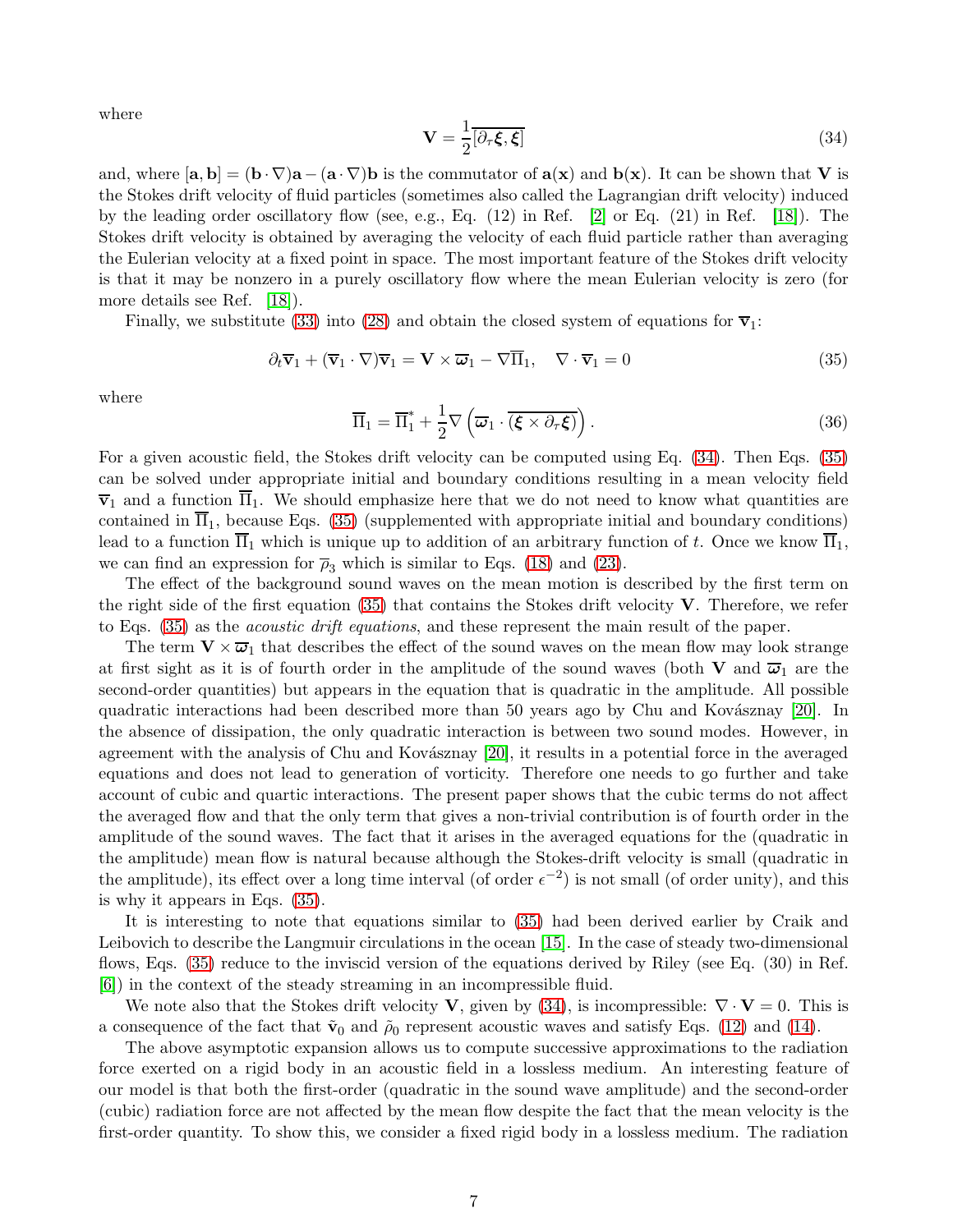where

$$\mathbf{V} = \frac{1}{2}\overline{[\partial_\tau \boldsymbol{\xi}, \boldsymbol{\xi}]} \tag{34}$$

and, where $[\mathbf{a}, \mathbf{b}] = (\mathbf{b}\cdot\nabla)\mathbf{a} - (\mathbf{a}\cdot\nabla)\mathbf{b}$ is the commutator of $\mathbf{a}(\mathbf{x})$ and $\mathbf{b}(\mathbf{x})$. It can be shown that $\mathbf{V}$ is the Stokes drift velocity of fluid particles (sometimes also called the Lagrangian drift velocity) induced by the leading order oscillatory flow (see, e.g., Eq. (12) in Ref. [2] or Eq. (21) in Ref. [18]). The Stokes drift velocity is obtained by averaging the velocity of each fluid particle rather than averaging the Eulerian velocity at a fixed point in space. The most important feature of the Stokes drift velocity is that it may be nonzero in a purely oscillatory flow where the mean Eulerian velocity is zero (for more details see Ref. [18]).

Finally, we substitute (33) into (28) and obtain the closed system of equations for $\overline{\mathbf{v}}_1$:

$$\partial_t \overline{\mathbf{v}}_1 + (\overline{\mathbf{v}}_1 \cdot \nabla)\overline{\mathbf{v}}_1 = \mathbf{V} \times \overline{\boldsymbol{\varpi}}_1 - \nabla \overline{\Pi}_1, \quad \nabla \cdot \overline{\mathbf{v}}_1 = 0 \tag{35}$$

where

$$\overline{\Pi}_1 = \overline{\Pi}_1^* + \frac{1}{2}\nabla\left(\overline{\boldsymbol{\varpi}}_1 \cdot \overline{(\boldsymbol{\xi} \times \partial_\tau \boldsymbol{\xi})}\right). \tag{36}$$

For a given acoustic field, the Stokes drift velocity can be computed using Eq. (34). Then Eqs. (35) can be solved under appropriate initial and boundary conditions resulting in a mean velocity field $\overline{\mathbf{v}}_1$ and a function $\overline{\Pi}_1$. We should emphasize here that we do not need to know what quantities are contained in $\overline{\Pi}_1$, because Eqs. (35) (supplemented with appropriate initial and boundary conditions) lead to a function $\overline{\Pi}_1$ which is unique up to addition of an arbitrary function of $t$. Once we know $\overline{\Pi}_1$, we can find an expression for $\overline{\rho}_3$ which is similar to Eqs. (18) and (23).

The effect of the background sound waves on the mean motion is described by the first term on the right side of the first equation (35) that contains the Stokes drift velocity $\mathbf{V}$. Therefore, we refer to Eqs. (35) as the *acoustic drift equations*, and these represent the main result of the paper.

The term $\mathbf{V} \times \overline{\boldsymbol{\varpi}}_1$ that describes the effect of the sound waves on the mean flow may look strange at first sight as it is of fourth order in the amplitude of the sound waves (both $\mathbf{V}$ and $\overline{\boldsymbol{\varpi}}_1$ are the second-order quantities) but appears in the equation that is quadratic in the amplitude. All possible quadratic interactions had been described more than 50 years ago by Chu and Kovásznay [20]. In the absence of dissipation, the only quadratic interaction is between two sound modes. However, in agreement with the analysis of Chu and Kovásznay [20], it results in a potential force in the averaged equations and does not lead to generation of vorticity. Therefore one needs to go further and take account of cubic and quartic interactions. The present paper shows that the cubic terms do not affect the averaged flow and that the only term that gives a non-trivial contribution is of fourth order in the amplitude of the sound waves. The fact that it arises in the averaged equations for the (quadratic in the amplitude) mean flow is natural because although the Stokes-drift velocity is small (quadratic in the amplitude), its effect over a long time interval (of order $\epsilon^{-2}$) is not small (of order unity), and this is why it appears in Eqs. (35).

It is interesting to note that equations similar to (35) had been derived earlier by Craik and Leibovich to describe the Langmuir circulations in the ocean [15]. In the case of steady two-dimensional flows, Eqs. (35) reduce to the inviscid version of the equations derived by Riley (see Eq. (30) in Ref. [6]) in the context of the steady streaming in an incompressible fluid.

We note also that the Stokes drift velocity $\mathbf{V}$, given by (34), is incompressible: $\nabla \cdot \mathbf{V} = 0$. This is a consequence of the fact that $\tilde{\mathbf{v}}_0$ and $\tilde{\rho}_0$ represent acoustic waves and satisfy Eqs. (12) and (14).

The above asymptotic expansion allows us to compute successive approximations to the radiation force exerted on a rigid body in an acoustic field in a lossless medium. An interesting feature of our model is that both the first-order (quadratic in the sound wave amplitude) and the second-order (cubic) radiation force are not affected by the mean flow despite the fact that the mean velocity is the first-order quantity. To show this, we consider a fixed rigid body in a lossless medium. The radiation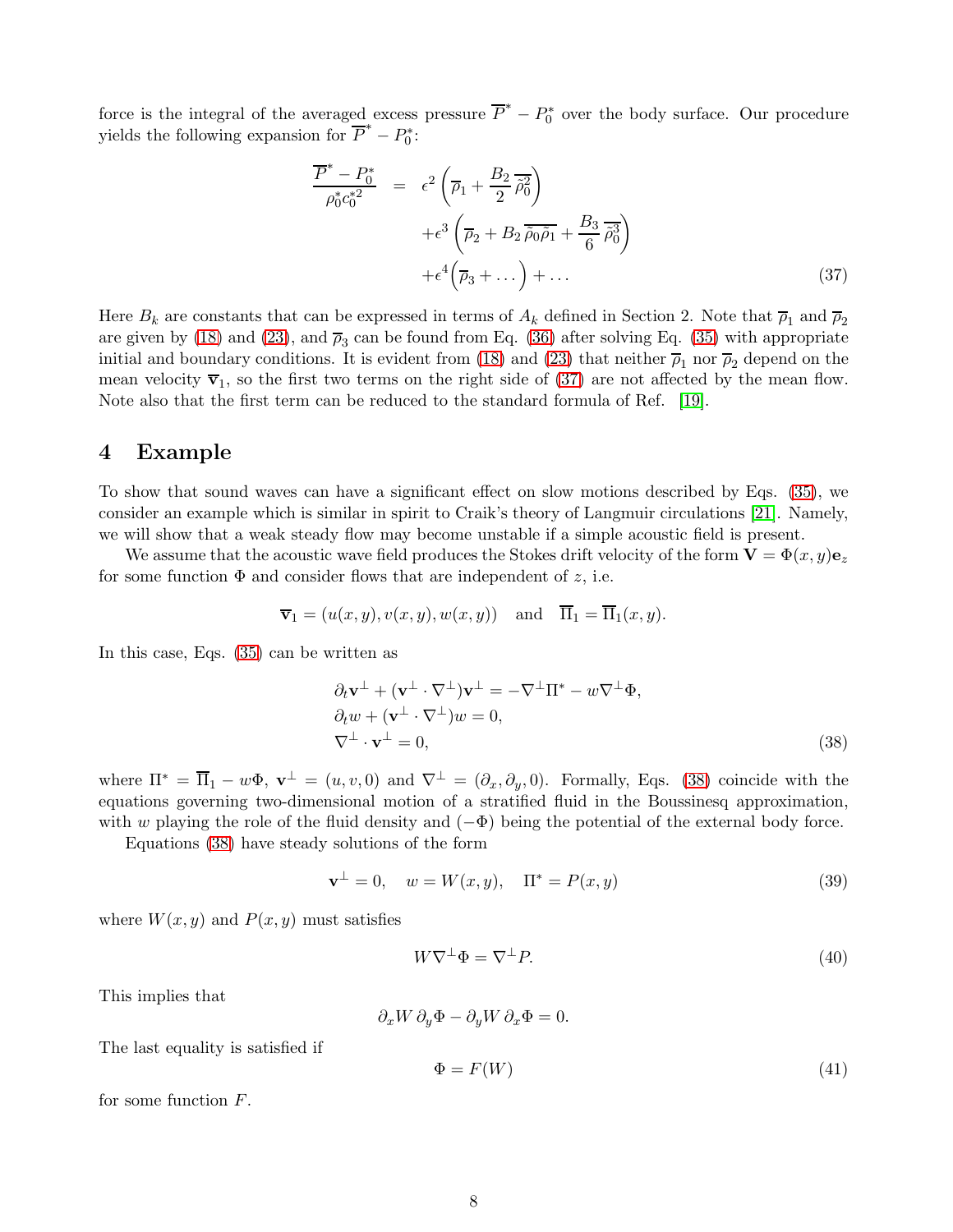force is the integral of the averaged excess pressure $\overline{P}^* - P_0^*$ over the body surface. Our procedure yields the following expansion for $\overline{P}^* - P_0^*$:

$$
\begin{aligned}
\frac{\overline{P}^* - P_0^*}{\rho_0^* c_0^{*2}} &= \epsilon^2 \left( \overline{\rho}_1 + \frac{B_2}{2}\, \overline{\tilde{\rho}_0^2} \right) \\
&\quad + \epsilon^3 \left( \overline{\rho}_2 + B_2\, \overline{\tilde{\rho}_0 \tilde{\rho}_1} + \frac{B_3}{6}\, \overline{\tilde{\rho}_0^3} \right) \\
&\quad + \epsilon^4 \Big( \overline{\rho}_3 + \dots \Big) + \dots
\end{aligned} \tag{37}
$$

Here $B_k$ are constants that can be expressed in terms of $A_k$ defined in Section 2. Note that $\overline{\rho}_1$ and $\overline{\rho}_2$ are given by (18) and (23), and $\overline{\rho}_3$ can be found from Eq. (36) after solving Eq. (35) with appropriate initial and boundary conditions. It is evident from (18) and (23) that neither $\overline{\rho}_1$ nor $\overline{\rho}_2$ depend on the mean velocity $\overline{\mathbf{v}}_1$, so the first two terms on the right side of (37) are not affected by the mean flow. Note also that the first term can be reduced to the standard formula of Ref. [19].

## 4 Example

To show that sound waves can have a significant effect on slow motions described by Eqs. (35), we consider an example which is similar in spirit to Craik's theory of Langmuir circulations [21]. Namely, we will show that a weak steady flow may become unstable if a simple acoustic field is present.

We assume that the acoustic wave field produces the Stokes drift velocity of the form $\mathbf{V} = \Phi(x, y)\mathbf{e}_z$ for some function $\Phi$ and consider flows that are independent of $z$, i.e.

$$
\overline{\mathbf{v}}_1 = (u(x,y), v(x,y), w(x,y)) \quad \text{and} \quad \overline{\Pi}_1 = \overline{\Pi}_1(x, y).
$$

In this case, Eqs. (35) can be written as

$$
\begin{aligned}
&\partial_t \mathbf{v}^\perp + (\mathbf{v}^\perp \cdot \nabla^\perp)\mathbf{v}^\perp = -\nabla^\perp \Pi^* - w \nabla^\perp \Phi, \\
&\partial_t w + (\mathbf{v}^\perp \cdot \nabla^\perp) w = 0, \\
&\nabla^\perp \cdot \mathbf{v}^\perp = 0,
\end{aligned} \tag{38}
$$

where $\Pi^* = \overline{\Pi}_1 - w\Phi$, $\mathbf{v}^\perp = (u, v, 0)$ and $\nabla^\perp = (\partial_x, \partial_y, 0)$. Formally, Eqs. (38) coincide with the equations governing two-dimensional motion of a stratified fluid in the Boussinesq approximation, with $w$ playing the role of the fluid density and $(-\Phi)$ being the potential of the external body force.

Equations (38) have steady solutions of the form

$$
\mathbf{v}^\perp = 0, \quad w = W(x, y), \quad \Pi^* = P(x, y) \tag{39}
$$

where $W(x, y)$ and $P(x, y)$ must satisfies

$$
W \nabla^\perp \Phi = \nabla^\perp P. \tag{40}
$$

This implies that

$$
\partial_x W \, \partial_y \Phi - \partial_y W \, \partial_x \Phi = 0.
$$

The last equality is satisfied if

$$
\Phi = F(W) \tag{41}
$$

for some function $F$.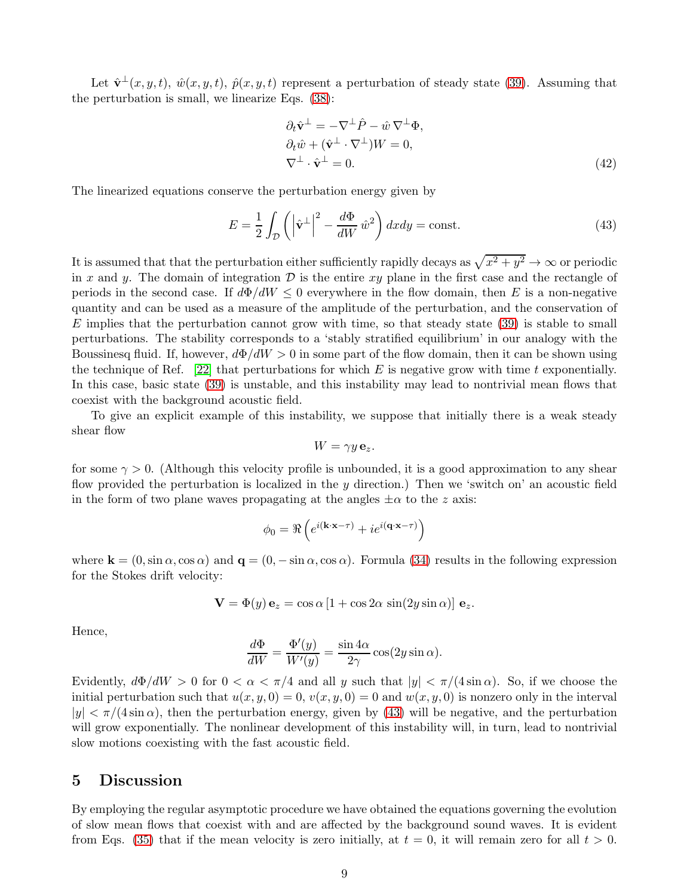Let $\hat{\mathbf{v}}^{\perp}(x, y, t)$, $\hat{w}(x, y, t)$, $\hat{p}(x, y, t)$ represent a perturbation of steady state (39). Assuming that the perturbation is small, we linearize Eqs. (38):

$$
\begin{aligned}
&\partial_t \hat{\mathbf{v}}^{\perp} = -\nabla^{\perp} \hat{P} - \hat{w}\, \nabla^{\perp} \Phi, \\
&\partial_t \hat{w} + (\hat{\mathbf{v}}^{\perp} \cdot \nabla^{\perp}) W = 0, \\
&\nabla^{\perp} \cdot \hat{\mathbf{v}}^{\perp} = 0.
\end{aligned} \tag{42}
$$

The linearized equations conserve the perturbation energy given by

$$
E = \frac{1}{2} \int_{\mathcal{D}} \left( \left| \hat{\mathbf{v}}^{\perp} \right|^2 - \frac{d\Phi}{dW}\, \hat{w}^2 \right) dx dy = \text{const.} \tag{43}
$$

It is assumed that that the perturbation either sufficiently rapidly decays as $\sqrt{x^2 + y^2} \to \infty$ or periodic in $x$ and $y$. The domain of integration $\mathcal{D}$ is the entire $xy$ plane in the first case and the rectangle of periods in the second case. If $d\Phi/dW \leq 0$ everywhere in the flow domain, then $E$ is a non-negative quantity and can be used as a measure of the amplitude of the perturbation, and the conservation of $E$ implies that the perturbation cannot grow with time, so that steady state (39) is stable to small perturbations. The stability corresponds to a 'stably stratified equilibrium' in our analogy with the Boussinesq fluid. If, however, $d\Phi/dW > 0$ in some part of the flow domain, then it can be shown using the technique of Ref. [22] that perturbations for which $E$ is negative grow with time $t$ exponentially. In this case, basic state (39) is unstable, and this instability may lead to nontrivial mean flows that coexist with the background acoustic field.

To give an explicit example of this instability, we suppose that initially there is a weak steady shear flow

$$
W = \gamma y\, \mathbf{e}_z.
$$

for some $\gamma > 0$. (Although this velocity profile is unbounded, it is a good approximation to any shear flow provided the perturbation is localized in the $y$ direction.) Then we 'switch on' an acoustic field in the form of two plane waves propagating at the angles $\pm\alpha$ to the $z$ axis:

$$
\phi_0 = \Re \left( e^{i(\mathbf{k}\cdot\mathbf{x} - \tau)} + i e^{i(\mathbf{q}\cdot\mathbf{x} - \tau)} \right)
$$

where $\mathbf{k} = (0, \sin\alpha, \cos\alpha)$ and $\mathbf{q} = (0, -\sin\alpha, \cos\alpha)$. Formula (34) results in the following expression for the Stokes drift velocity:

$$
\mathbf{V} = \Phi(y)\, \mathbf{e}_z = \cos\alpha \left[ 1 + \cos 2\alpha\, \sin(2y \sin\alpha) \right] \mathbf{e}_z.
$$

Hence,

$$
\frac{d\Phi}{dW} = \frac{\Phi'(y)}{W'(y)} = \frac{\sin 4\alpha}{2\gamma} \cos(2y \sin\alpha).
$$

Evidently, $d\Phi/dW > 0$ for $0 < \alpha < \pi/4$ and all $y$ such that $|y| < \pi/(4\sin\alpha)$. So, if we choose the initial perturbation such that $u(x, y, 0) = 0$, $v(x, y, 0) = 0$ and $w(x, y, 0)$ is nonzero only in the interval $|y| < \pi/(4\sin\alpha)$, then the perturbation energy, given by (43) will be negative, and the perturbation will grow exponentially. The nonlinear development of this instability will, in turn, lead to nontrivial slow motions coexisting with the fast acoustic field.

## 5 Discussion

By employing the regular asymptotic procedure we have obtained the equations governing the evolution of slow mean flows that coexist with and are affected by the background sound waves. It is evident from Eqs. (35) that if the mean velocity is zero initially, at $t = 0$, it will remain zero for all $t > 0$.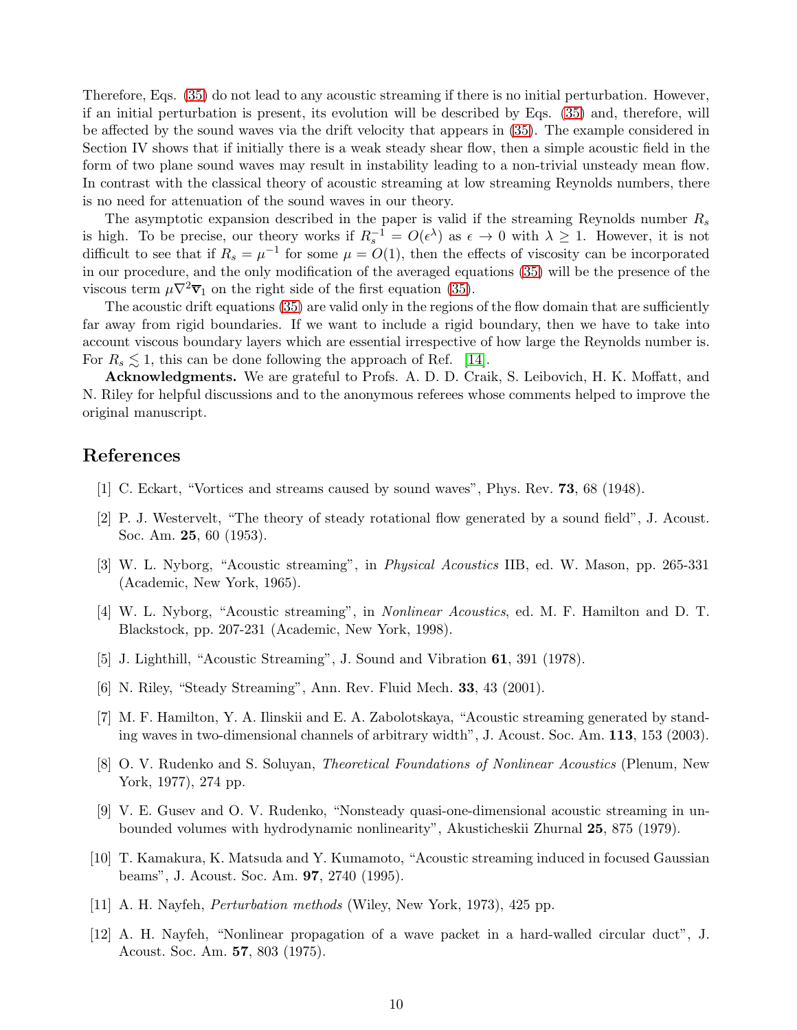Therefore, Eqs. (35) do not lead to any acoustic streaming if there is no initial perturbation. However, if an initial perturbation is present, its evolution will be described by Eqs. (35) and, therefore, will be affected by the sound waves via the drift velocity that appears in (35). The example considered in Section IV shows that if initially there is a weak steady shear flow, then a simple acoustic field in the form of two plane sound waves may result in instability leading to a non-trivial unsteady mean flow. In contrast with the classical theory of acoustic streaming at low streaming Reynolds numbers, there is no need for attenuation of the sound waves in our theory.

The asymptotic expansion described in the paper is valid if the streaming Reynolds number $R_s$ is high. To be precise, our theory works if $R_s^{-1} = O(\epsilon^{\lambda})$ as $\epsilon \to 0$ with $\lambda \geq 1$. However, it is not difficult to see that if $R_s = \mu^{-1}$ for some $\mu = O(1)$, then the effects of viscosity can be incorporated in our procedure, and the only modification of the averaged equations (35) will be the presence of the viscous term $\mu\nabla^2\overline{\mathbf{v}}_1$ on the right side of the first equation (35).

The acoustic drift equations (35) are valid only in the regions of the flow domain that are sufficiently far away from rigid boundaries. If we want to include a rigid boundary, then we have to take into account viscous boundary layers which are essential irrespective of how large the Reynolds number is. For $R_s \lesssim 1$, this can be done following the approach of Ref. [14].

**Acknowledgments.** We are grateful to Profs. A. D. D. Craik, S. Leibovich, H. K. Moffatt, and N. Riley for helpful discussions and to the anonymous referees whose comments helped to improve the original manuscript.

## References

[1] C. Eckart, "Vortices and streams caused by sound waves", Phys. Rev. **73**, 68 (1948).

[2] P. J. Westervelt, "The theory of steady rotational flow generated by a sound field", J. Acoust. Soc. Am. **25**, 60 (1953).

[3] W. L. Nyborg, "Acoustic streaming", in *Physical Acoustics* IIB, ed. W. Mason, pp. 265-331 (Academic, New York, 1965).

[4] W. L. Nyborg, "Acoustic streaming", in *Nonlinear Acoustics*, ed. M. F. Hamilton and D. T. Blackstock, pp. 207-231 (Academic, New York, 1998).

[5] J. Lighthill, "Acoustic Streaming", J. Sound and Vibration **61**, 391 (1978).

[6] N. Riley, "Steady Streaming", Ann. Rev. Fluid Mech. **33**, 43 (2001).

[7] M. F. Hamilton, Y. A. Ilinskii and E. A. Zabolotskaya, "Acoustic streaming generated by standing waves in two-dimensional channels of arbitrary width", J. Acoust. Soc. Am. **113**, 153 (2003).

[8] O. V. Rudenko and S. Soluyan, *Theoretical Foundations of Nonlinear Acoustics* (Plenum, New York, 1977), 274 pp.

[9] V. E. Gusev and O. V. Rudenko, "Nonsteady quasi-one-dimensional acoustic streaming in unbounded volumes with hydrodynamic nonlinearity", Akusticheskii Zhurnal **25**, 875 (1979).

[10] T. Kamakura, K. Matsuda and Y. Kumamoto, "Acoustic streaming induced in focused Gaussian beams", J. Acoust. Soc. Am. **97**, 2740 (1995).

[11] A. H. Nayfeh, *Perturbation methods* (Wiley, New York, 1973), 425 pp.

[12] A. H. Nayfeh, "Nonlinear propagation of a wave packet in a hard-walled circular duct", J. Acoust. Soc. Am. **57**, 803 (1975).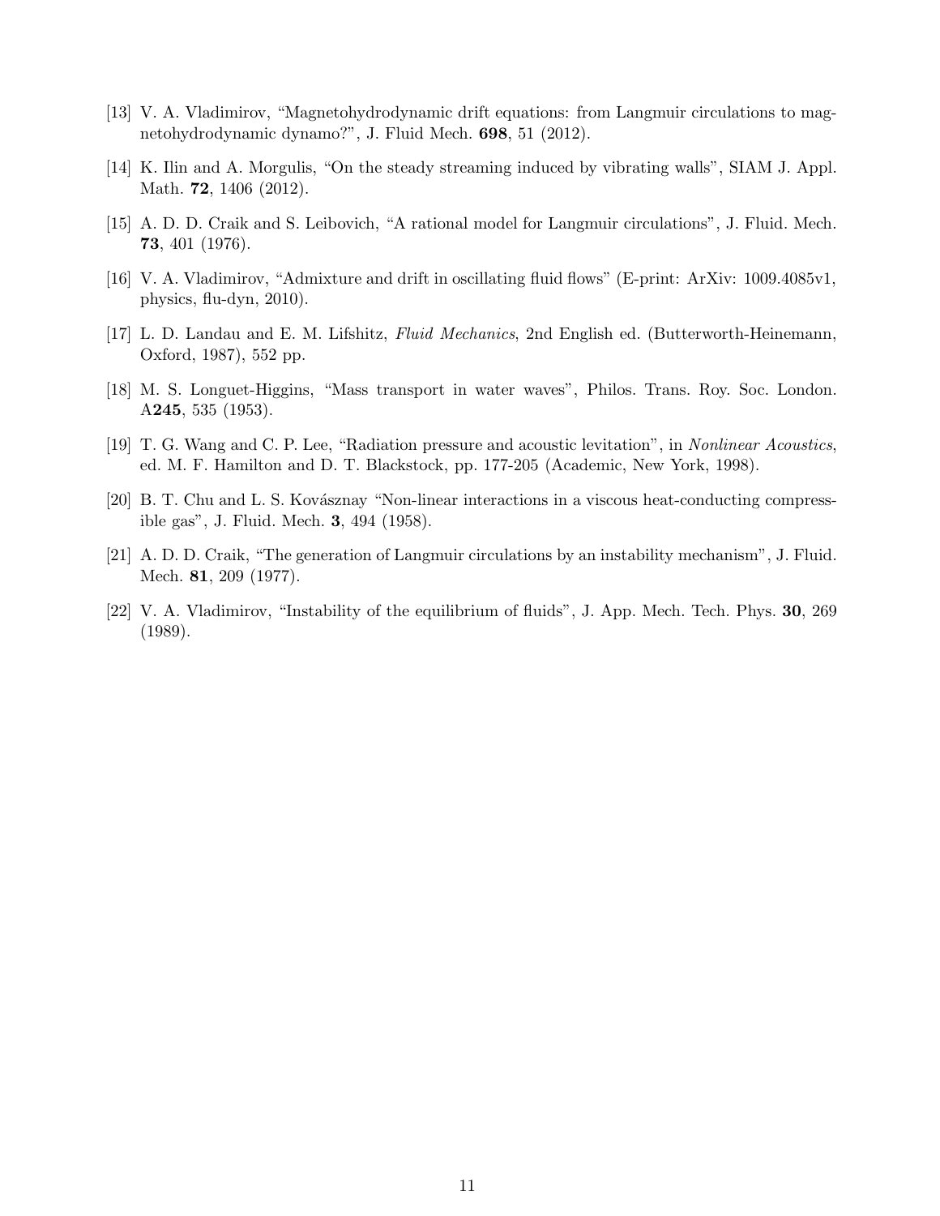[13] V. A. Vladimirov, "Magnetohydrodynamic drift equations: from Langmuir circulations to magnetohydrodynamic dynamo?", J. Fluid Mech. **698**, 51 (2012).

[14] K. Ilin and A. Morgulis, "On the steady streaming induced by vibrating walls", SIAM J. Appl. Math. **72**, 1406 (2012).

[15] A. D. D. Craik and S. Leibovich, "A rational model for Langmuir circulations", J. Fluid. Mech. **73**, 401 (1976).

[16] V. A. Vladimirov, "Admixture and drift in oscillating fluid flows" (E-print: ArXiv: 1009.4085v1, physics, flu-dyn, 2010).

[17] L. D. Landau and E. M. Lifshitz, *Fluid Mechanics*, 2nd English ed. (Butterworth-Heinemann, Oxford, 1987), 552 pp.

[18] M. S. Longuet-Higgins, "Mass transport in water waves", Philos. Trans. Roy. Soc. London. A**245**, 535 (1953).

[19] T. G. Wang and C. P. Lee, "Radiation pressure and acoustic levitation", in *Nonlinear Acoustics*, ed. M. F. Hamilton and D. T. Blackstock, pp. 177-205 (Academic, New York, 1998).

[20] B. T. Chu and L. S. Kovásznay "Non-linear interactions in a viscous heat-conducting compressible gas", J. Fluid. Mech. **3**, 494 (1958).

[21] A. D. D. Craik, "The generation of Langmuir circulations by an instability mechanism", J. Fluid. Mech. **81**, 209 (1977).

[22] V. A. Vladimirov, "Instability of the equilibrium of fluids", J. App. Mech. Tech. Phys. **30**, 269 (1989).